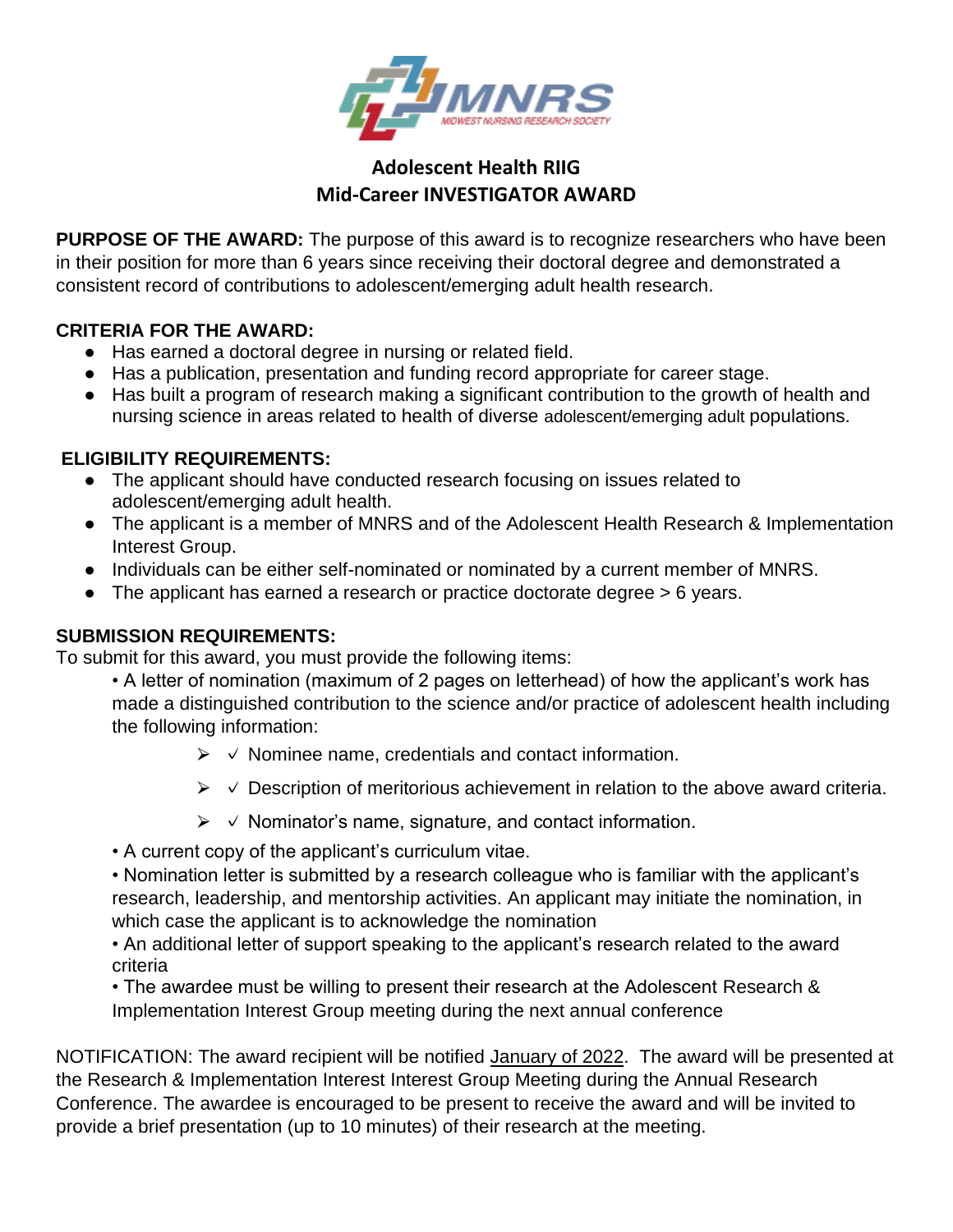MNRS
MIDWEST NURSING RESEARCH SOCIETY

# Adolescent Health RIIG
# Mid-Career INVESTIGATOR AWARD

**PURPOSE OF THE AWARD:** The purpose of this award is to recognize researchers who have been in their position for more than 6 years since receiving their doctoral degree and demonstrated a consistent record of contributions to adolescent/emerging adult health research.

**CRITERIA FOR THE AWARD:**

- Has earned a doctoral degree in nursing or related field.
- Has a publication, presentation and funding record appropriate for career stage.
- Has built a program of research making a significant contribution to the growth of health and nursing science in areas related to health of diverse adolescent/emerging adult populations.

**ELIGIBILITY REQUIREMENTS:**

- The applicant should have conducted research focusing on issues related to adolescent/emerging adult health.
- The applicant is a member of MNRS and of the Adolescent Health Research & Implementation Interest Group.
- Individuals can be either self-nominated or nominated by a current member of MNRS.
- The applicant has earned a research or practice doctorate degree > 6 years.

**SUBMISSION REQUIREMENTS:**

To submit for this award, you must provide the following items:

• A letter of nomination (maximum of 2 pages on letterhead) of how the applicant's work has made a distinguished contribution to the science and/or practice of adolescent health including the following information:

  - ✓ Nominee name, credentials and contact information.
  - ✓ Description of meritorious achievement in relation to the above award criteria.
  - ✓ Nominator's name, signature, and contact information.

• A current copy of the applicant's curriculum vitae.

• Nomination letter is submitted by a research colleague who is familiar with the applicant's research, leadership, and mentorship activities. An applicant may initiate the nomination, in which case the applicant is to acknowledge the nomination

• An additional letter of support speaking to the applicant's research related to the award criteria

• The awardee must be willing to present their research at the Adolescent Research & Implementation Interest Group meeting during the next annual conference

NOTIFICATION: The award recipient will be notified January of 2022. The award will be presented at the Research & Implementation Interest Interest Group Meeting during the Annual Research Conference. The awardee is encouraged to be present to receive the award and will be invited to provide a brief presentation (up to 10 minutes) of their research at the meeting.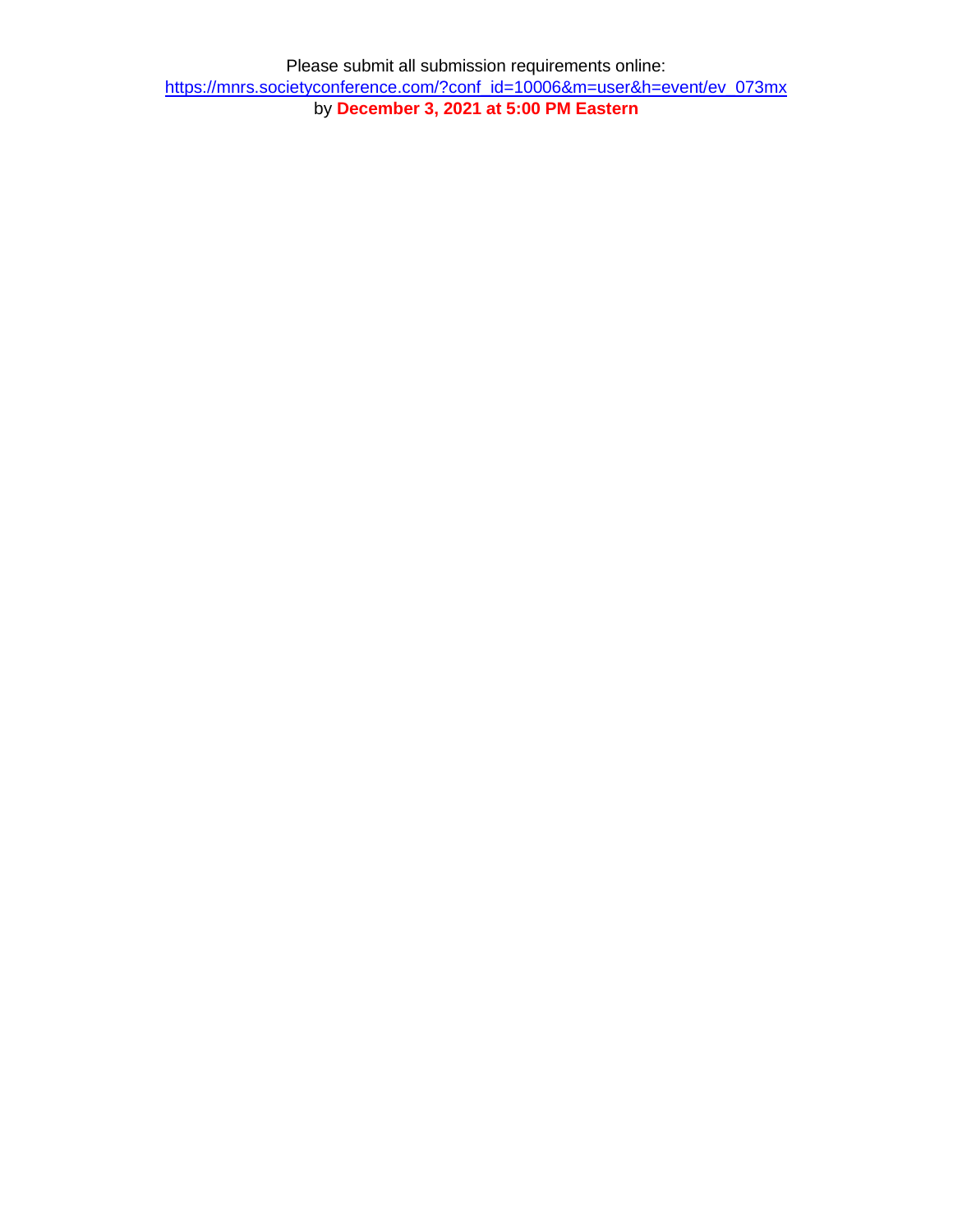Please submit all submission requirements online:
[https://mnrs.societyconference.com/?conf_id=10006&m=user&h=event/ev_073mx](https://mnrs.societyconference.com/?conf_id=10006&m=user&h=event/ev_073mx)
by **December 3, 2021 at 5:00 PM Eastern**